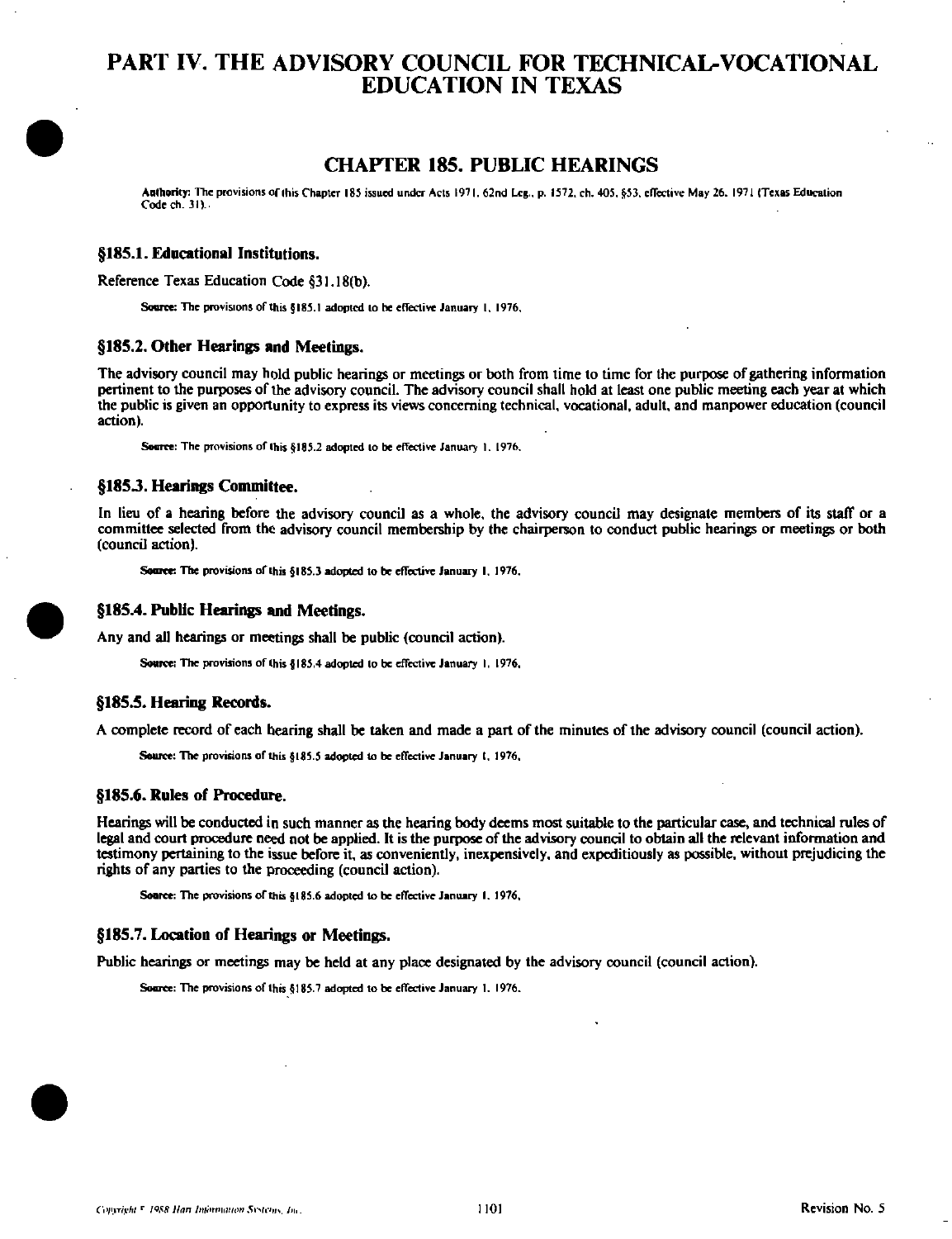# PART IV. THE ADVISORY COUNCIL FOR TECHNICAL-VOCATIONAL EDUCATION IN TEXAS

## CHAPTER 185. PUBLIC HEARINGS

**Authority:** The provisions of this Chapter 185 issued under Acts 1971, 62nd Leg., p. 1572, ch. 405, §53, effective May 26, 1971 (Texas Education Code ch. 31).

### §185.1. Educational Institutions.

Reference Texas Education Code §31.18(b).

**Source:** The provisions of this §185.1 adopted to be effective January 1, 1976.

### §185.2. Other Hearings and Meetings.

The advisory council may hold public hearings or meetings or both from time to time for the purpose of gathering information pertinent to the purposes of the advisory council. The advisory council shall hold at least one public meeting each year at which the public is given an opportunity to express its views concerning technical, vocational, adult, and manpower education (council action).

**Source:** The provisions of this §185.2 adopted to be effective January 1, 1976.

### §185.3. Hearings Committee.

In lieu of a hearing before the advisory council as a whole, the advisory council may designate members of its staff or a committee selected from the advisory council membership by the chairperson to conduct public hearings or meetings or both (council action).

**Source:** The provisions of this §185.3 adopted to be effective January 1, 1976.

### §185.4. Public Hearings and Meetings.

Any and all hearings or meetings shall be public (council action).

**Source:** The provisions of this §185.4 adopted to be effective January 1, 1976.

### §185.5. Hearing Records.

A complete record of each hearing shall be taken and made a part of the minutes of the advisory council (council action).

**Source:** The provisions of this §185.5 adopted to be effective January 1, 1976.

### §185.6. Rules of Procedure.

Hearings will be conducted in such manner as the hearing body deems most suitable to the particular case, and technical rules of legal and court procedure need not be applied. It is the purpose of the advisory council to obtain all the relevant information and testimony pertaining to the issue before it, as conveniently, inexpensively, and expeditiously as possible, without prejudicing the rights of any parties to the proceeding (council action).

**Source:** The provisions of this §185.6 adopted to be effective January 1, 1976.

### §185.7. Location of Hearings or Meetings.

Public hearings or meetings may be held at any place designated by the advisory council (council action).

**Source:** The provisions of this §185.7 adopted to be effective January 1, 1976.